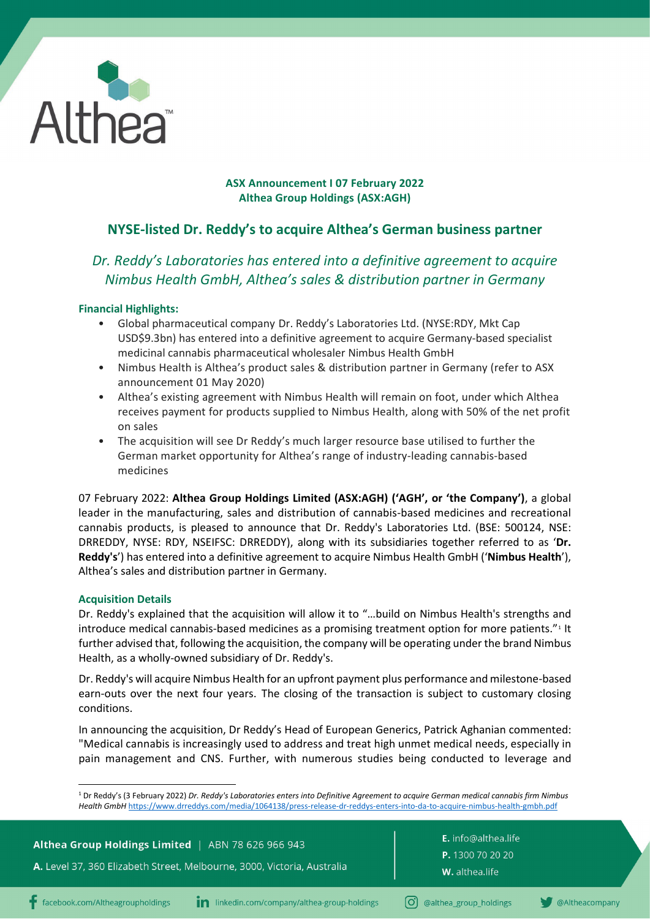**ASX Announcement I 07 February 2022**
**Althea Group Holdings (ASX:AGH)**

# NYSE-listed Dr. Reddy's to acquire Althea's German business partner

## *Dr. Reddy's Laboratories has entered into a definitive agreement to acquire Nimbus Health GmbH, Althea's sales & distribution partner in Germany*

### Financial Highlights:

- Global pharmaceutical company Dr. Reddy's Laboratories Ltd. (NYSE:RDY, Mkt Cap USD$9.3bn) has entered into a definitive agreement to acquire Germany-based specialist medicinal cannabis pharmaceutical wholesaler Nimbus Health GmbH
- Nimbus Health is Althea's product sales & distribution partner in Germany (refer to ASX announcement 01 May 2020)
- Althea's existing agreement with Nimbus Health will remain on foot, under which Althea receives payment for products supplied to Nimbus Health, along with 50% of the net profit on sales
- The acquisition will see Dr Reddy's much larger resource base utilised to further the German market opportunity for Althea's range of industry-leading cannabis-based medicines

07 February 2022: **Althea Group Holdings Limited (ASX:AGH) ('AGH', or 'the Company')**, a global leader in the manufacturing, sales and distribution of cannabis-based medicines and recreational cannabis products, is pleased to announce that Dr. Reddy's Laboratories Ltd. (BSE: 500124, NSE: DRREDDY, NYSE: RDY, NSEIFSC: DRREDDY), along with its subsidiaries together referred to as '**Dr. Reddy's**') has entered into a definitive agreement to acquire Nimbus Health GmbH ('**Nimbus Health**'), Althea's sales and distribution partner in Germany.

### Acquisition Details

Dr. Reddy's explained that the acquisition will allow it to "...build on Nimbus Health's strengths and introduce medical cannabis-based medicines as a promising treatment option for more patients."[1] It further advised that, following the acquisition, the company will be operating under the brand Nimbus Health, as a wholly-owned subsidiary of Dr. Reddy's.

Dr. Reddy's will acquire Nimbus Health for an upfront payment plus performance and milestone-based earn-outs over the next four years. The closing of the transaction is subject to customary closing conditions.

In announcing the acquisition, Dr Reddy's Head of European Generics, Patrick Aghanian commented: "Medical cannabis is increasingly used to address and treat high unmet medical needs, especially in pain management and CNS. Further, with numerous studies being conducted to leverage and

---

[1] Dr Reddy's (3 February 2022) *Dr. Reddy's Laboratories enters into Definitive Agreement to acquire German medical cannabis firm Nimbus Health GmbH* https://www.drreddys.com/media/1064138/press-release-dr-reddys-enters-into-da-to-acquire-nimbus-health-gmbh.pdf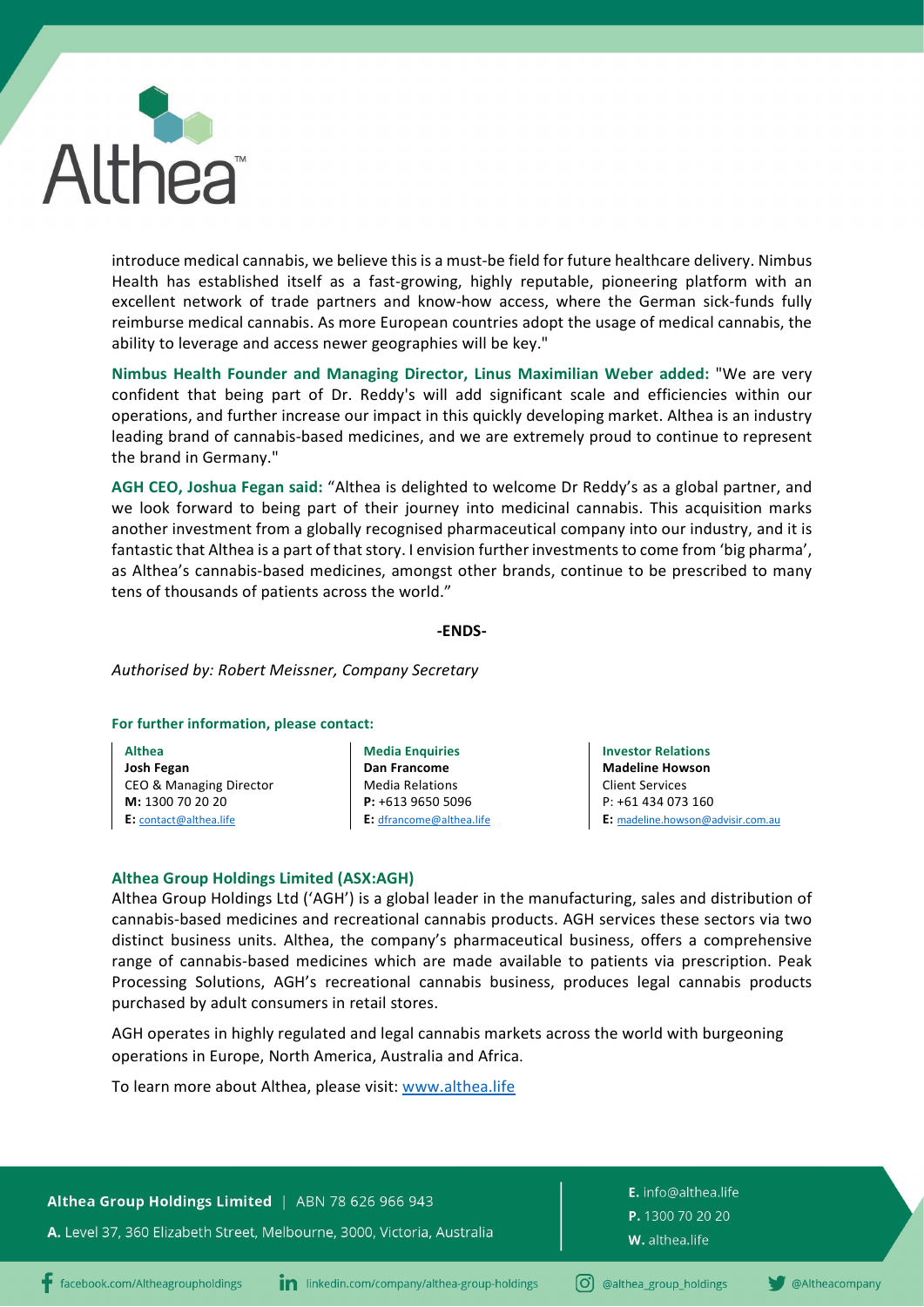introduce medical cannabis, we believe this is a must-be field for future healthcare delivery. Nimbus Health has established itself as a fast-growing, highly reputable, pioneering platform with an excellent network of trade partners and know-how access, where the German sick-funds fully reimburse medical cannabis. As more European countries adopt the usage of medical cannabis, the ability to leverage and access newer geographies will be key."

**Nimbus Health Founder and Managing Director, Linus Maximilian Weber added:** "We are very confident that being part of Dr. Reddy's will add significant scale and efficiencies within our operations, and further increase our impact in this quickly developing market. Althea is an industry leading brand of cannabis-based medicines, and we are extremely proud to continue to represent the brand in Germany."

**AGH CEO, Joshua Fegan said:** "Althea is delighted to welcome Dr Reddy's as a global partner, and we look forward to being part of their journey into medicinal cannabis. This acquisition marks another investment from a globally recognised pharmaceutical company into our industry, and it is fantastic that Althea is a part of that story. I envision further investments to come from 'big pharma', as Althea's cannabis-based medicines, amongst other brands, continue to be prescribed to many tens of thousands of patients across the world."

**-ENDS-**

*Authorised by: Robert Meissner, Company Secretary*

**For further information, please contact:**

**Althea**
**Josh Fegan**
CEO & Managing Director
**M:** 1300 70 20 20
**E:** contact@althea.life

**Media Enquiries**
**Dan Francome**
Media Relations
**P:** +613 9650 5096
**E:** dfrancome@althea.life

**Investor Relations**
**Madeline Howson**
Client Services
P: +61 434 073 160
**E:** madeline.howson@advisir.com.au

**Althea Group Holdings Limited (ASX:AGH)**

Althea Group Holdings Ltd ('AGH') is a global leader in the manufacturing, sales and distribution of cannabis-based medicines and recreational cannabis products. AGH services these sectors via two distinct business units. Althea, the company's pharmaceutical business, offers a comprehensive range of cannabis-based medicines which are made available to patients via prescription. Peak Processing Solutions, AGH's recreational cannabis business, produces legal cannabis products purchased by adult consumers in retail stores.

AGH operates in highly regulated and legal cannabis markets across the world with burgeoning operations in Europe, North America, Australia and Africa.

To learn more about Althea, please visit: www.althea.life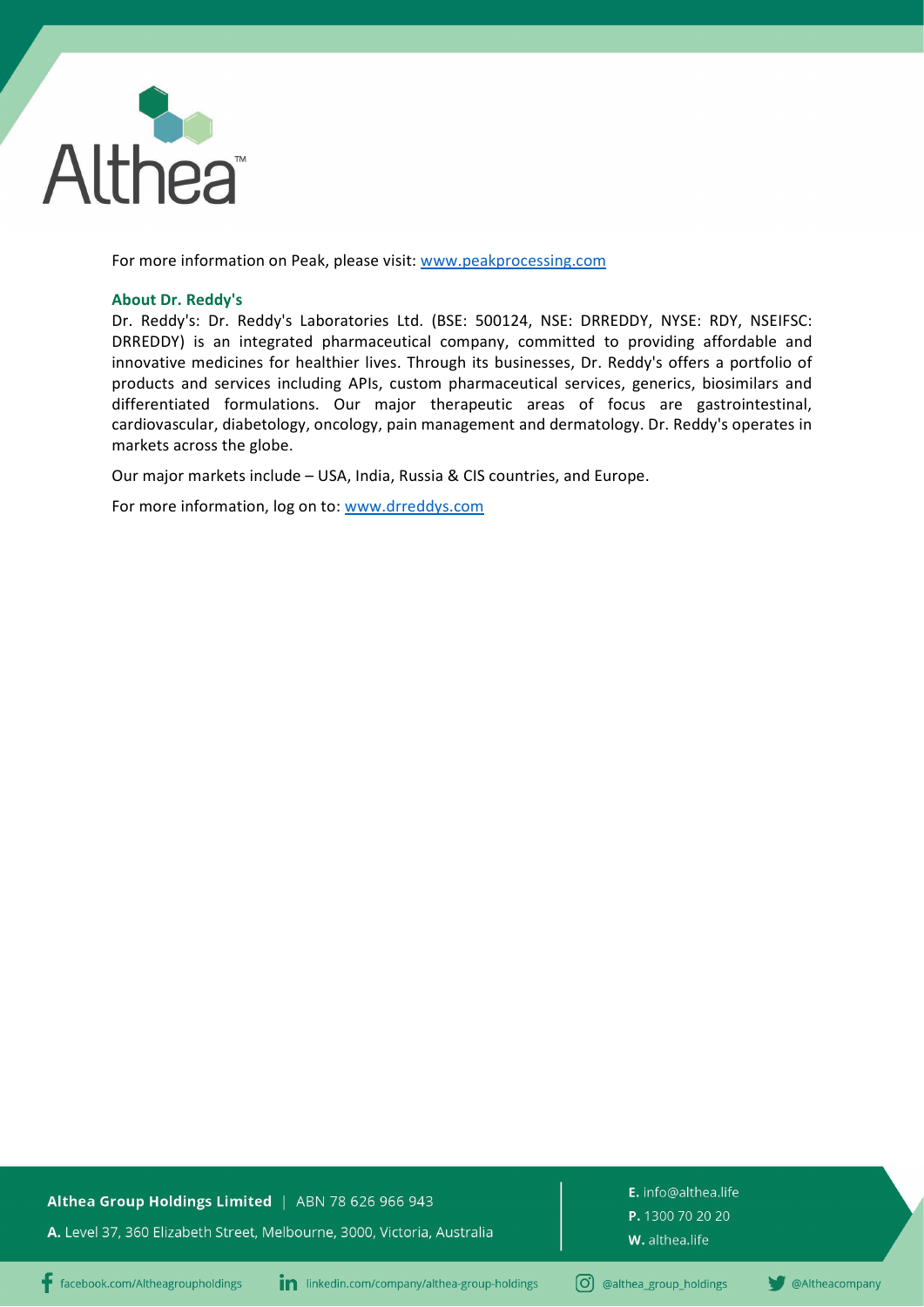For more information on Peak, please visit: [www.peakprocessing.com](http://www.peakprocessing.com)

**About Dr. Reddy's**

Dr. Reddy's: Dr. Reddy's Laboratories Ltd. (BSE: 500124, NSE: DRREDDY, NYSE: RDY, NSEIFSC: DRREDDY) is an integrated pharmaceutical company, committed to providing affordable and innovative medicines for healthier lives. Through its businesses, Dr. Reddy's offers a portfolio of products and services including APIs, custom pharmaceutical services, generics, biosimilars and differentiated formulations. Our major therapeutic areas of focus are gastrointestinal, cardiovascular, diabetology, oncology, pain management and dermatology. Dr. Reddy's operates in markets across the globe.

Our major markets include – USA, India, Russia & CIS countries, and Europe.

For more information, log on to: [www.drreddys.com](http://www.drreddys.com)